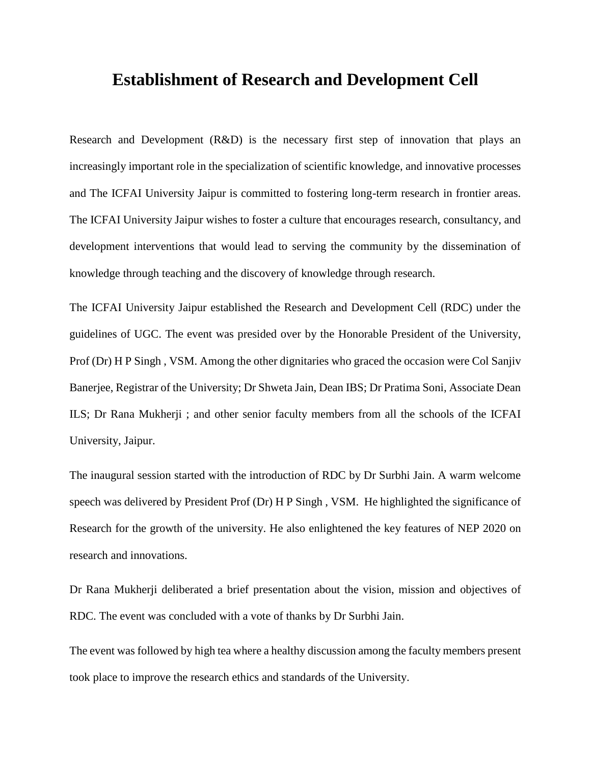# Establishment of Research and Development Cell

Research and Development (R&D) is the necessary first step of innovation that plays an increasingly important role in the specialization of scientific knowledge, and innovative processes and The ICFAI University Jaipur is committed to fostering long-term research in frontier areas. The ICFAI University Jaipur wishes to foster a culture that encourages research, consultancy, and development interventions that would lead to serving the community by the dissemination of knowledge through teaching and the discovery of knowledge through research.

The ICFAI University Jaipur established the Research and Development Cell (RDC) under the guidelines of UGC. The event was presided over by the Honorable President of the University, Prof (Dr) H P Singh , VSM. Among the other dignitaries who graced the occasion were Col Sanjiv Banerjee, Registrar of the University; Dr Shweta Jain, Dean IBS; Dr Pratima Soni, Associate Dean ILS; Dr Rana Mukherji ; and other senior faculty members from all the schools of the ICFAI University, Jaipur.

The inaugural session started with the introduction of RDC by Dr Surbhi Jain. A warm welcome speech was delivered by President Prof (Dr) H P Singh , VSM. He highlighted the significance of Research for the growth of the university. He also enlightened the key features of NEP 2020 on research and innovations.

Dr Rana Mukherji deliberated a brief presentation about the vision, mission and objectives of RDC. The event was concluded with a vote of thanks by Dr Surbhi Jain.

The event was followed by high tea where a healthy discussion among the faculty members present took place to improve the research ethics and standards of the University.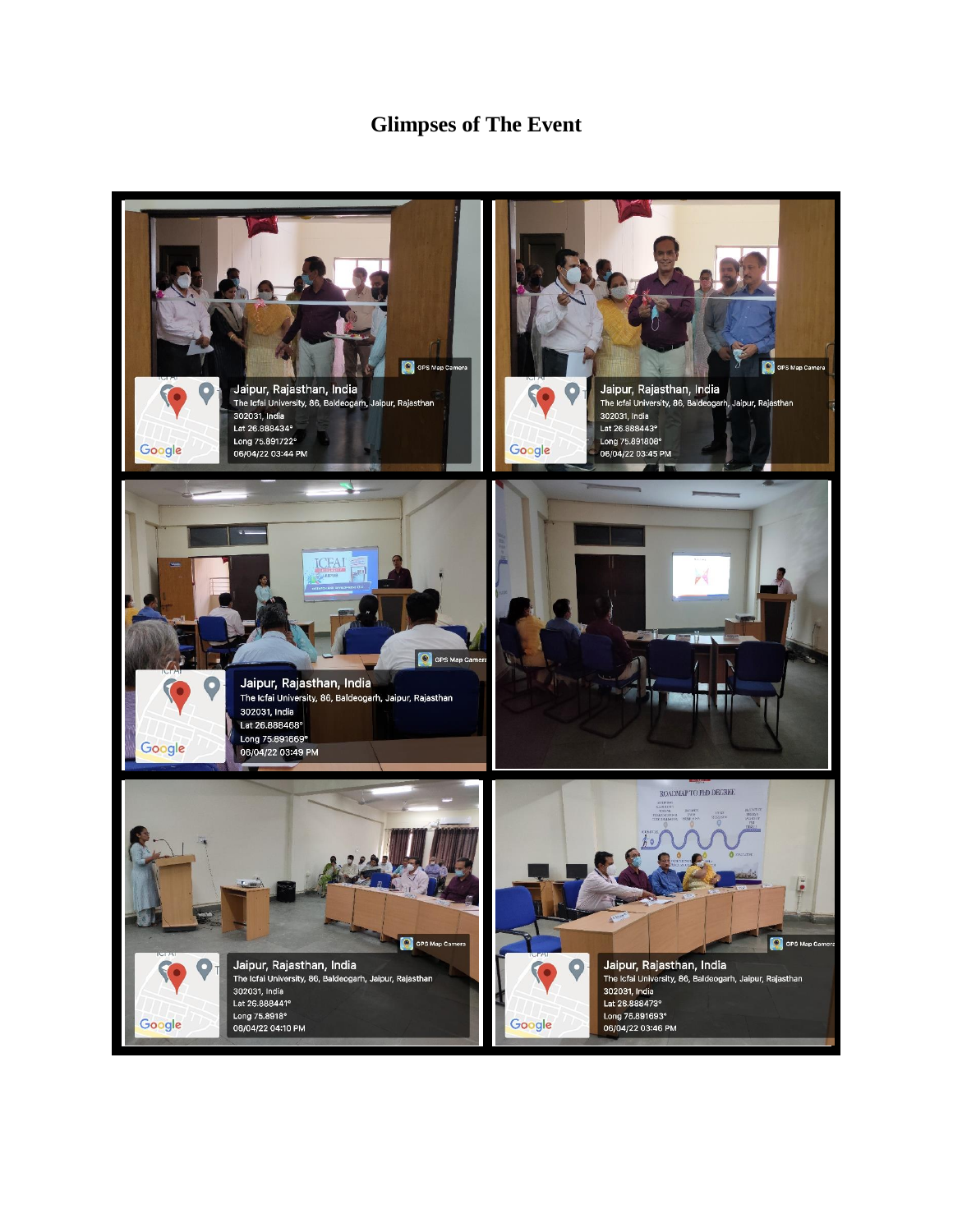# Glimpses of The Event